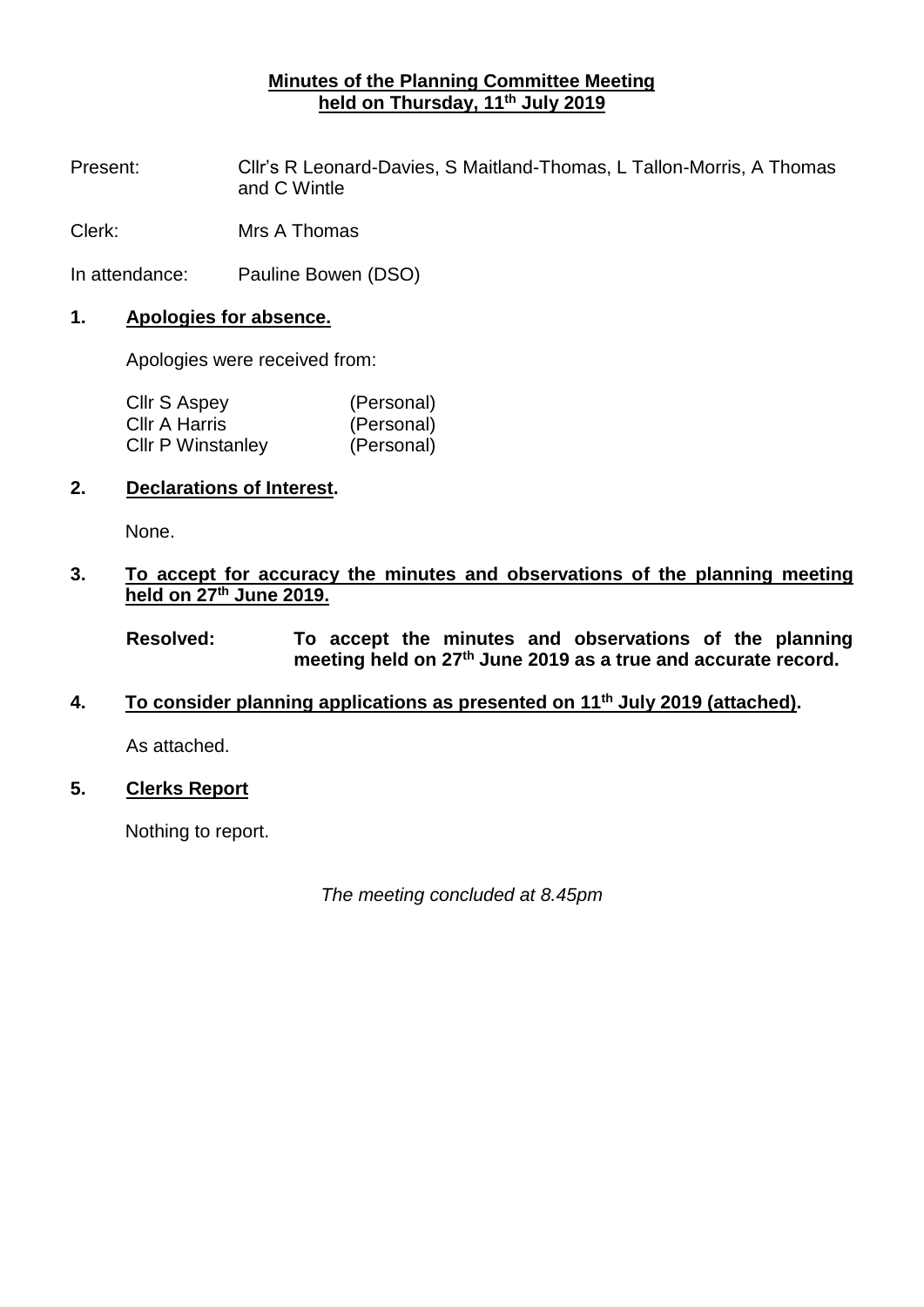# **Minutes of the Planning Committee Meeting held on Thursday, 11th July 2019**

Present: Cllr's R Leonard-Davies, S Maitland-Thomas, L Tallon-Morris, A Thomas and C Wintle

Clerk: Mrs A Thomas

In attendance: Pauline Bowen (DSO)

## **1. Apologies for absence.**

Apologies were received from:

| | |
|---|---|
| Cllr S Aspey | (Personal) |
| Cllr A Harris | (Personal) |
| Cllr P Winstanley | (Personal) |

## **2. Declarations of Interest.**

None.

## **3. To accept for accuracy the minutes and observations of the planning meeting held on 27th June 2019.**

**Resolved: To accept the minutes and observations of the planning meeting held on 27th June 2019 as a true and accurate record.**

## **4. To consider planning applications as presented on 11th July 2019 (attached).**

As attached.

## **5. Clerks Report**

Nothing to report.

*The meeting concluded at 8.45pm*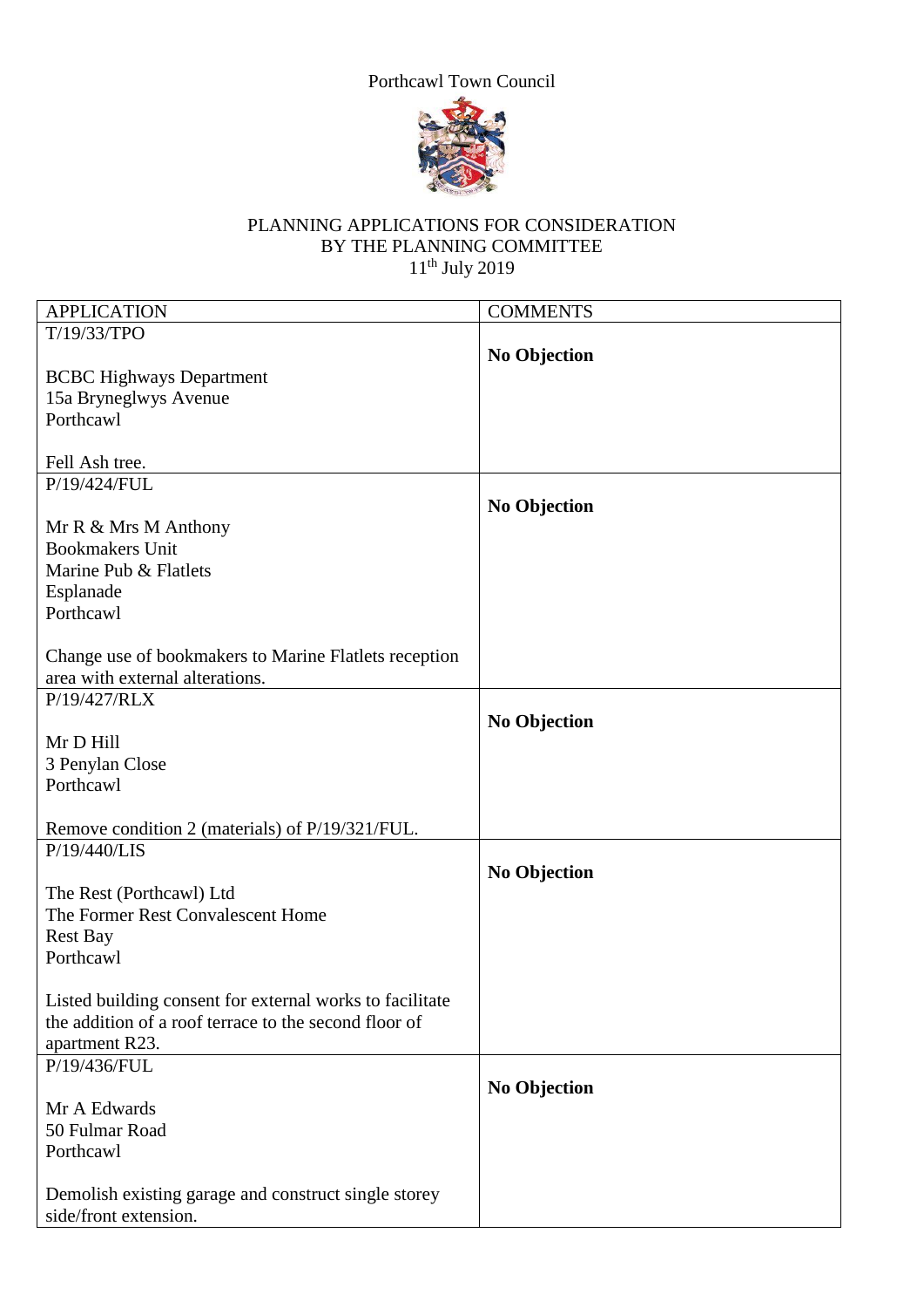Porthcawl Town Council

PLANNING APPLICATIONS FOR CONSIDERATION
BY THE PLANNING COMMITTEE
11th July 2019

| APPLICATION | COMMENTS |
|---|---|
| T/19/33/TPO<br><br>BCBC Highways Department<br>15a Bryneglwys Avenue<br>Porthcawl<br><br>Fell Ash tree. | **No Objection** |
| P/19/424/FUL<br><br>Mr R & Mrs M Anthony<br>Bookmakers Unit<br>Marine Pub & Flatlets<br>Esplanade<br>Porthcawl<br><br>Change use of bookmakers to Marine Flatlets reception area with external alterations. | **No Objection** |
| P/19/427/RLX<br><br>Mr D Hill<br>3 Penylan Close<br>Porthcawl<br><br>Remove condition 2 (materials) of P/19/321/FUL. | **No Objection** |
| P/19/440/LIS<br><br>The Rest (Porthcawl) Ltd<br>The Former Rest Convalescent Home<br>Rest Bay<br>Porthcawl<br><br>Listed building consent for external works to facilitate the addition of a roof terrace to the second floor of apartment R23. | **No Objection** |
| P/19/436/FUL<br><br>Mr A Edwards<br>50 Fulmar Road<br>Porthcawl<br><br>Demolish existing garage and construct single storey side/front extension. | **No Objection** |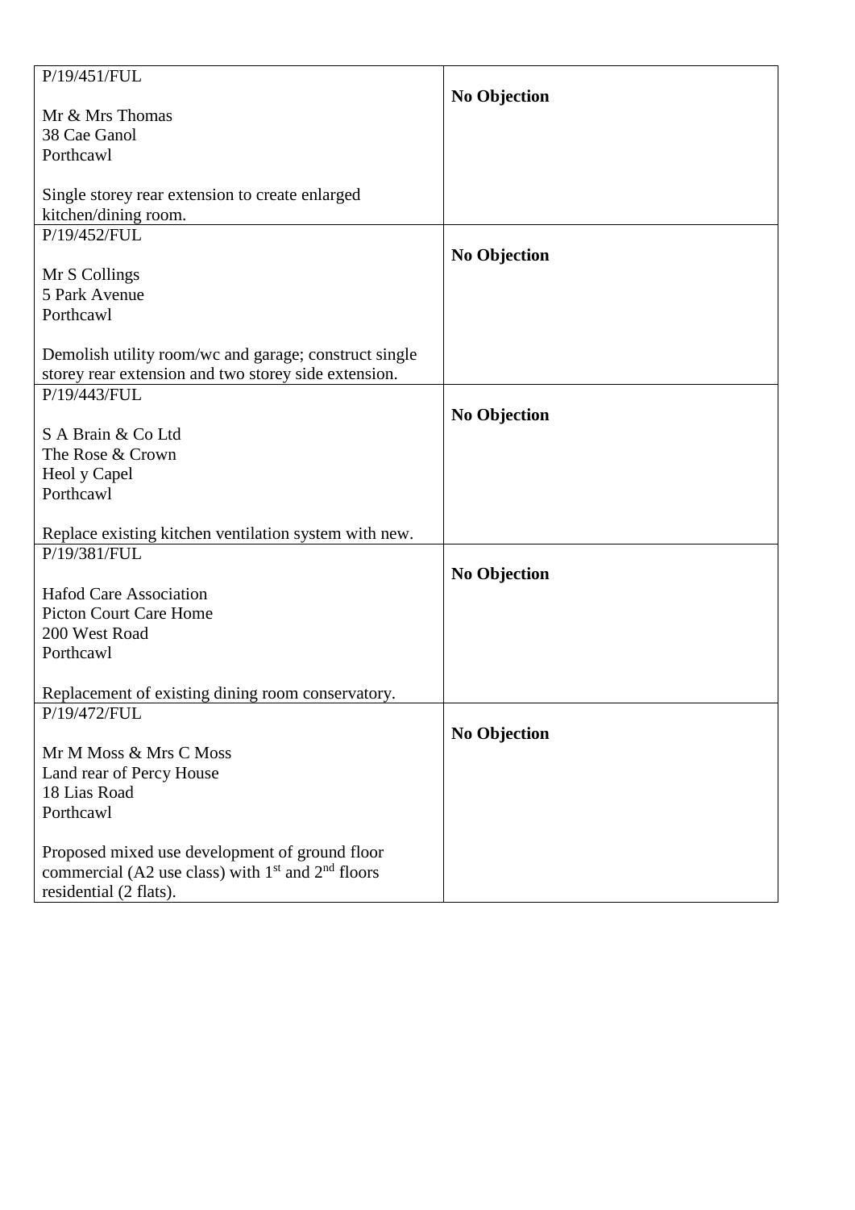| | |
|---|---|
| P/19/451/FUL<br><br>Mr & Mrs Thomas<br>38 Cae Ganol<br>Porthcawl<br><br>Single storey rear extension to create enlarged kitchen/dining room. | **No Objection** |
| P/19/452/FUL<br><br>Mr S Collings<br>5 Park Avenue<br>Porthcawl<br><br>Demolish utility room/wc and garage; construct single storey rear extension and two storey side extension. | **No Objection** |
| P/19/443/FUL<br><br>S A Brain & Co Ltd<br>The Rose & Crown<br>Heol y Capel<br>Porthcawl<br><br>Replace existing kitchen ventilation system with new. | **No Objection** |
| P/19/381/FUL<br><br>Hafod Care Association<br>Picton Court Care Home<br>200 West Road<br>Porthcawl<br><br>Replacement of existing dining room conservatory. | **No Objection** |
| P/19/472/FUL<br><br>Mr M Moss & Mrs C Moss<br>Land rear of Percy House<br>18 Lias Road<br>Porthcawl<br><br>Proposed mixed use development of ground floor commercial (A2 use class) with 1st and 2nd floors residential (2 flats). | **No Objection** |